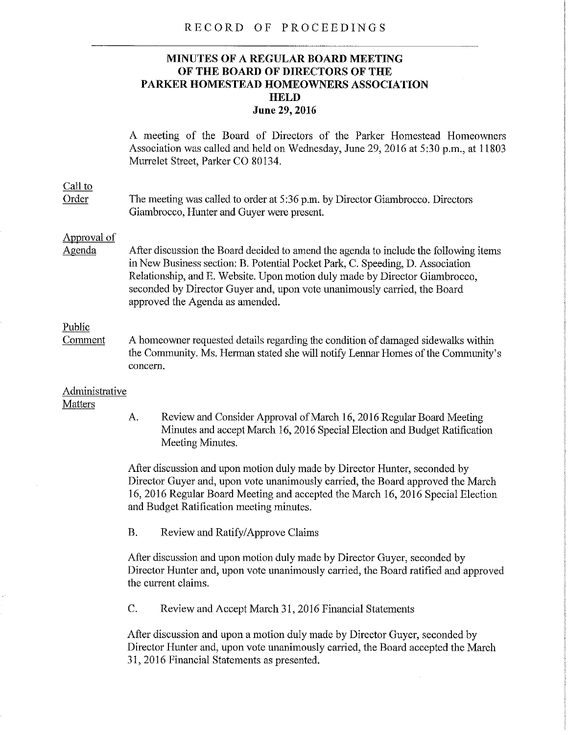RECORD OF PROCEEDINGS

# MINUTES OF A REGULAR BOARD MEETING OF THE BOARD OF DIRECTORS OF THE PARKER HOMESTEAD HOMEOWNERS ASSOCIATION HELD June 29, 2016

A meeting of the Board of Directors of the Parker Homestead Homeowners Association was called and held on Wednesday, June 29, 2016 at 5:30 p.m., at 11803 Murrelet Street, Parker CO 80134.

## Call to Order

The meeting was called to order at 5:36 p.m. by Director Giambrocco. Directors Giambrocco, Hunter and Guyer were present.

## Approval of Agenda

After discussion the Board decided to amend the agenda to include the following items in New Business section: B. Potential Pocket Park, C. Speeding, D. Association Relationship, and E. Website. Upon motion duly made by Director Giambrocco, seconded by Director Guyer and, upon vote unanimously carried, the Board approved the Agenda as amended.

## Public Comment

A homeowner requested details regarding the condition of damaged sidewalks within the Community. Ms. Herman stated she will notify Lennar Homes of the Community's concern.

## Administrative Matters

A. Review and Consider Approval of March 16, 2016 Regular Board Meeting Minutes and accept March 16, 2016 Special Election and Budget Ratification Meeting Minutes.

After discussion and upon motion duly made by Director Hunter, seconded by Director Guyer and, upon vote unanimously carried, the Board approved the March 16, 2016 Regular Board Meeting and accepted the March 16, 2016 Special Election and Budget Ratification meeting minutes.

B. Review and Ratify/Approve Claims

After discussion and upon motion duly made by Director Guyer, seconded by Director Hunter and, upon vote unanimously carried, the Board ratified and approved the current claims.

C. Review and Accept March 31, 2016 Financial Statements

After discussion and upon a motion duly made by Director Guyer, seconded by Director Hunter and, upon vote unanimously carried, the Board accepted the March 31, 2016 Financial Statements as presented.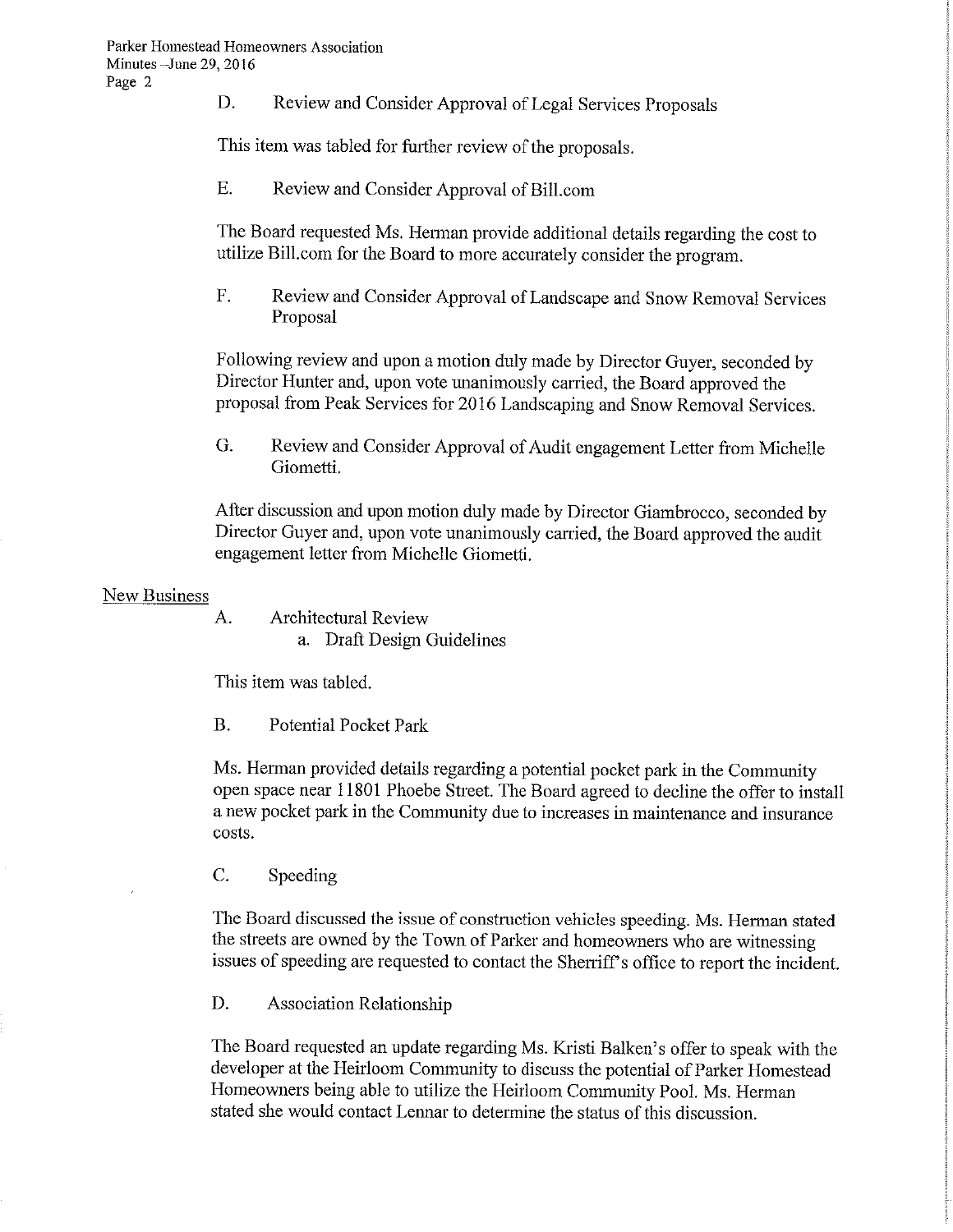D. Review and Consider Approval of Legal Services Proposals

This item was tabled for further review of the proposals.

E. Review and Consider Approval of Bill.com

The Board requested Ms. Herman provide additional details regarding the cost to utilize Bill.com for the Board to more accurately consider the program.

F. Review and Consider Approval of Landscape and Snow Removal Services Proposal

Following review and upon a motion duly made by Director Guyer, seconded by Director Hunter and, upon vote unanimously carried, the Board approved the proposal from Peak Services for 2016 Landscaping and Snow Removal Services.

G. Review and Consider Approval of Audit engagement Letter from Michelle Giometti.

After discussion and upon motion duly made by Director Giambrocco, seconded by Director Guyer and, upon vote unanimously carried, the Board approved the audit engagement letter from Michelle Giometti.

## New Business

A. Architectural Review
   a. Draft Design Guidelines

This item was tabled.

B. Potential Pocket Park

Ms. Herman provided details regarding a potential pocket park in the Community open space near 11801 Phoebe Street. The Board agreed to decline the offer to install a new pocket park in the Community due to increases in maintenance and insurance costs.

C. Speeding

The Board discussed the issue of construction vehicles speeding. Ms. Herman stated the streets are owned by the Town of Parker and homeowners who are witnessing issues of speeding are requested to contact the Sherriff's office to report the incident.

D. Association Relationship

The Board requested an update regarding Ms. Kristi Balken's offer to speak with the developer at the Heirloom Community to discuss the potential of Parker Homestead Homeowners being able to utilize the Heirloom Community Pool. Ms. Herman stated she would contact Lennar to determine the status of this discussion.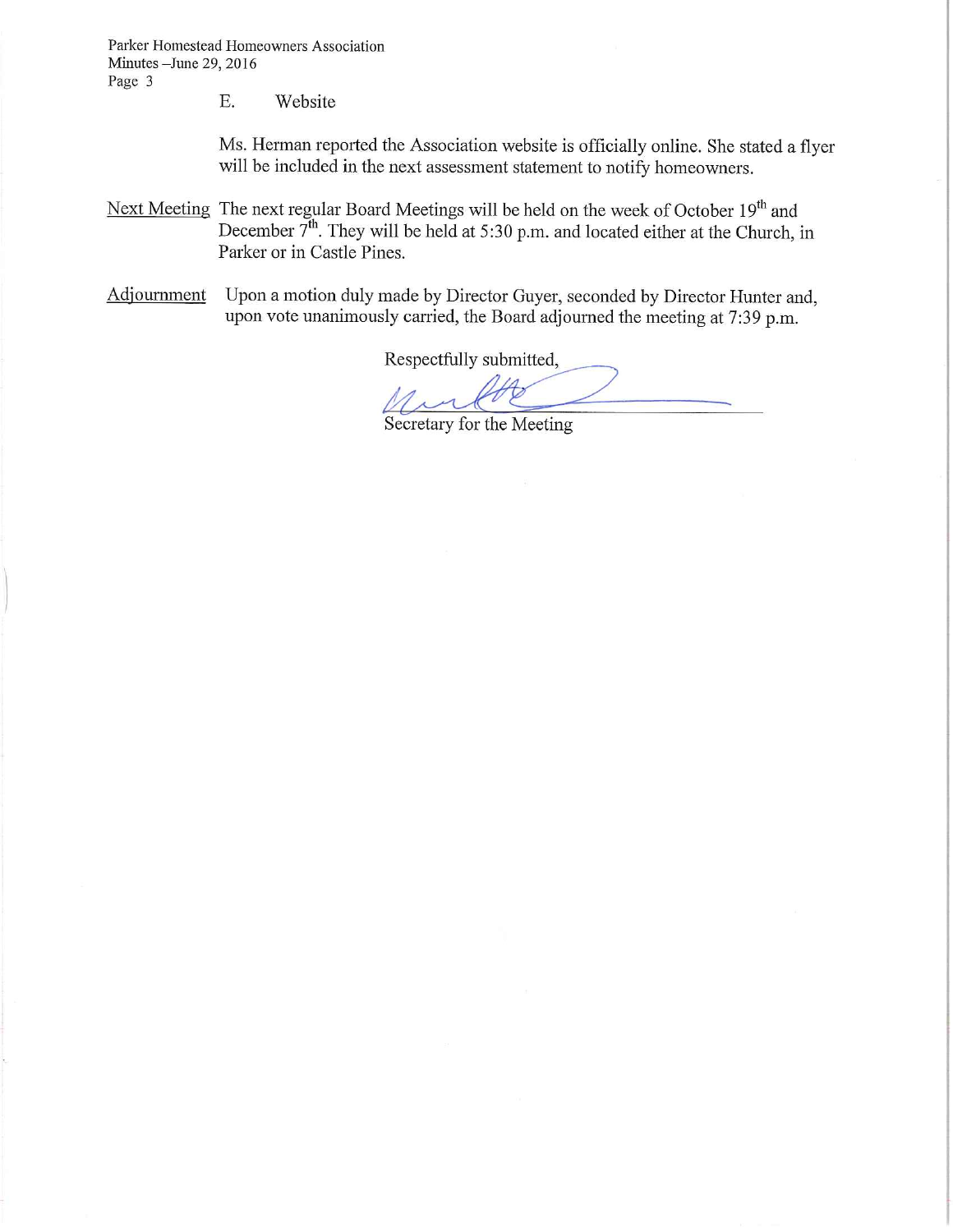E. Website

Ms. Herman reported the Association website is officially online. She stated a flyer will be included in the next assessment statement to notify homeowners.

Next Meeting The next regular Board Meetings will be held on the week of October 19th and December 7th. They will be held at 5:30 p.m. and located either at the Church, in Parker or in Castle Pines.

Adjournment Upon a motion duly made by Director Guyer, seconded by Director Hunter and, upon vote unanimously carried, the Board adjourned the meeting at 7:39 p.m.

Respectfully submitted,

Secretary for the Meeting